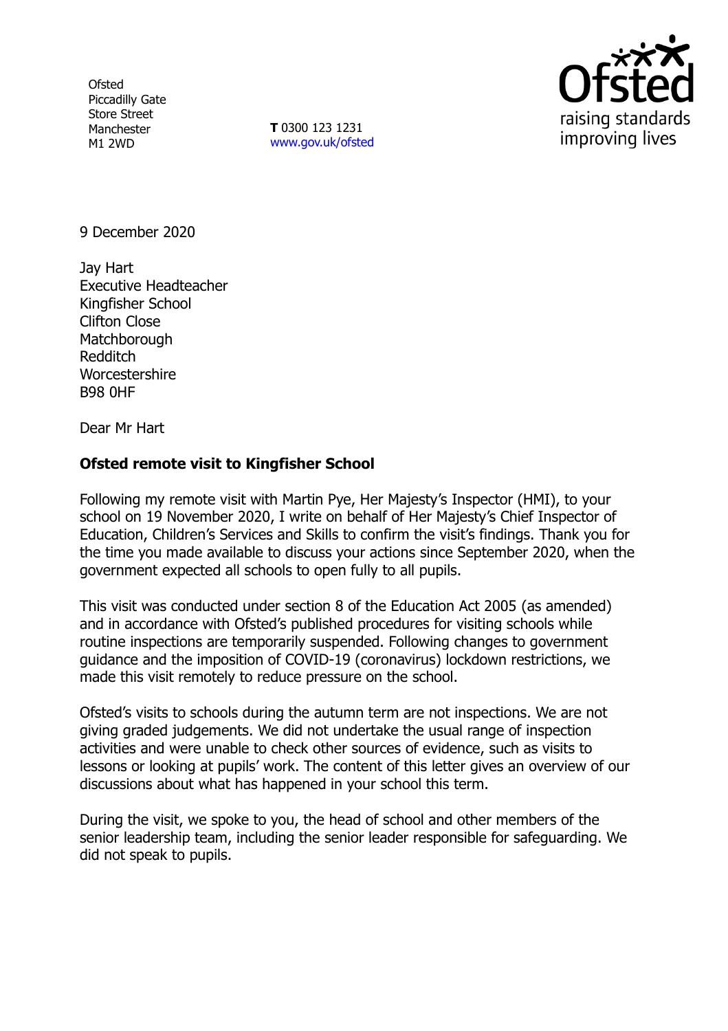Ofsted
Piccadilly Gate
Store Street
Manchester
M1 2WD

**T** 0300 123 1231
www.gov.uk/ofsted

9 December 2020

Jay Hart
Executive Headteacher
Kingfisher School
Clifton Close
Matchborough
Redditch
Worcestershire
B98 0HF

Dear Mr Hart

**Ofsted remote visit to Kingfisher School**

Following my remote visit with Martin Pye, Her Majesty's Inspector (HMI), to your school on 19 November 2020, I write on behalf of Her Majesty's Chief Inspector of Education, Children's Services and Skills to confirm the visit's findings. Thank you for the time you made available to discuss your actions since September 2020, when the government expected all schools to open fully to all pupils.

This visit was conducted under section 8 of the Education Act 2005 (as amended) and in accordance with Ofsted's published procedures for visiting schools while routine inspections are temporarily suspended. Following changes to government guidance and the imposition of COVID-19 (coronavirus) lockdown restrictions, we made this visit remotely to reduce pressure on the school.

Ofsted's visits to schools during the autumn term are not inspections. We are not giving graded judgements. We did not undertake the usual range of inspection activities and were unable to check other sources of evidence, such as visits to lessons or looking at pupils' work. The content of this letter gives an overview of our discussions about what has happened in your school this term.

During the visit, we spoke to you, the head of school and other members of the senior leadership team, including the senior leader responsible for safeguarding. We did not speak to pupils.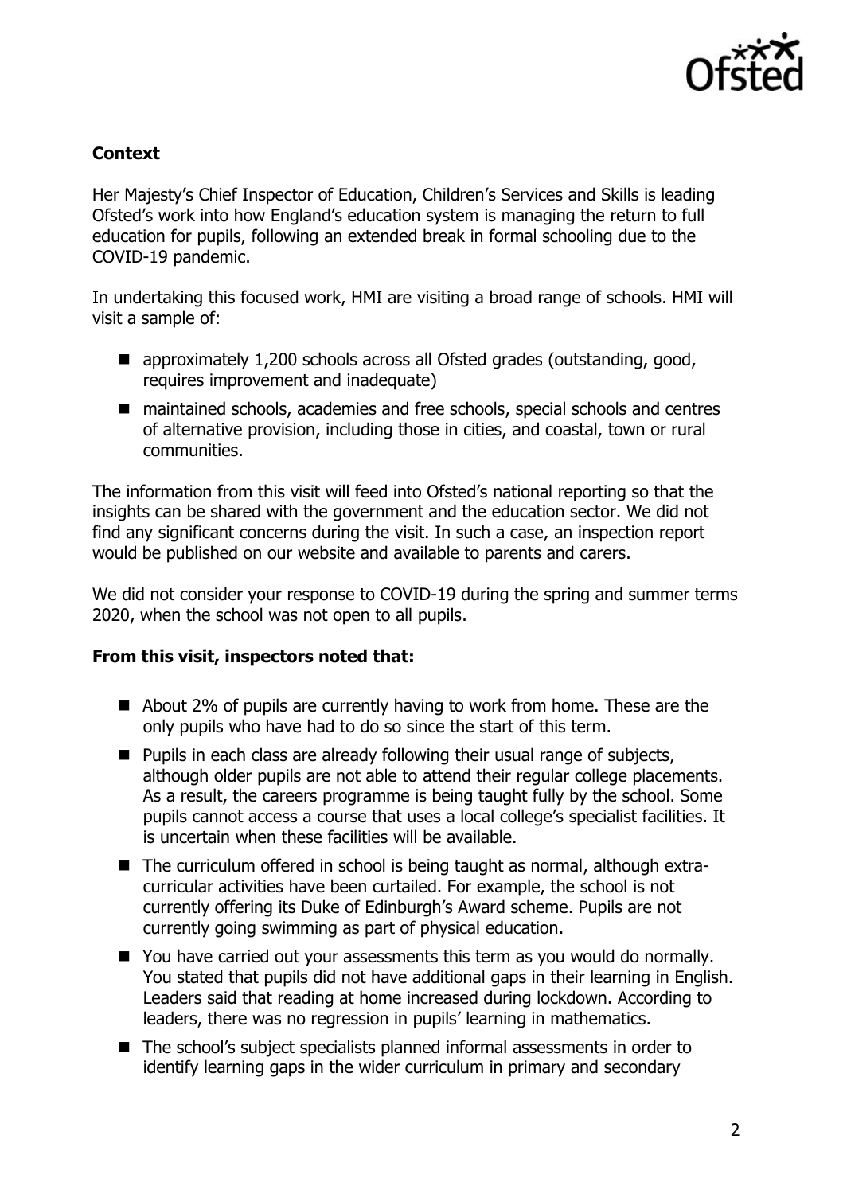**Context**

Her Majesty's Chief Inspector of Education, Children's Services and Skills is leading Ofsted's work into how England's education system is managing the return to full education for pupils, following an extended break in formal schooling due to the COVID-19 pandemic.

In undertaking this focused work, HMI are visiting a broad range of schools. HMI will visit a sample of:

- approximately 1,200 schools across all Ofsted grades (outstanding, good, requires improvement and inadequate)
- maintained schools, academies and free schools, special schools and centres of alternative provision, including those in cities, and coastal, town or rural communities.

The information from this visit will feed into Ofsted's national reporting so that the insights can be shared with the government and the education sector. We did not find any significant concerns during the visit. In such a case, an inspection report would be published on our website and available to parents and carers.

We did not consider your response to COVID-19 during the spring and summer terms 2020, when the school was not open to all pupils.

**From this visit, inspectors noted that:**

- About 2% of pupils are currently having to work from home. These are the only pupils who have had to do so since the start of this term.
- Pupils in each class are already following their usual range of subjects, although older pupils are not able to attend their regular college placements. As a result, the careers programme is being taught fully by the school. Some pupils cannot access a course that uses a local college's specialist facilities. It is uncertain when these facilities will be available.
- The curriculum offered in school is being taught as normal, although extra-curricular activities have been curtailed. For example, the school is not currently offering its Duke of Edinburgh's Award scheme. Pupils are not currently going swimming as part of physical education.
- You have carried out your assessments this term as you would do normally. You stated that pupils did not have additional gaps in their learning in English. Leaders said that reading at home increased during lockdown. According to leaders, there was no regression in pupils' learning in mathematics.
- The school's subject specialists planned informal assessments in order to identify learning gaps in the wider curriculum in primary and secondary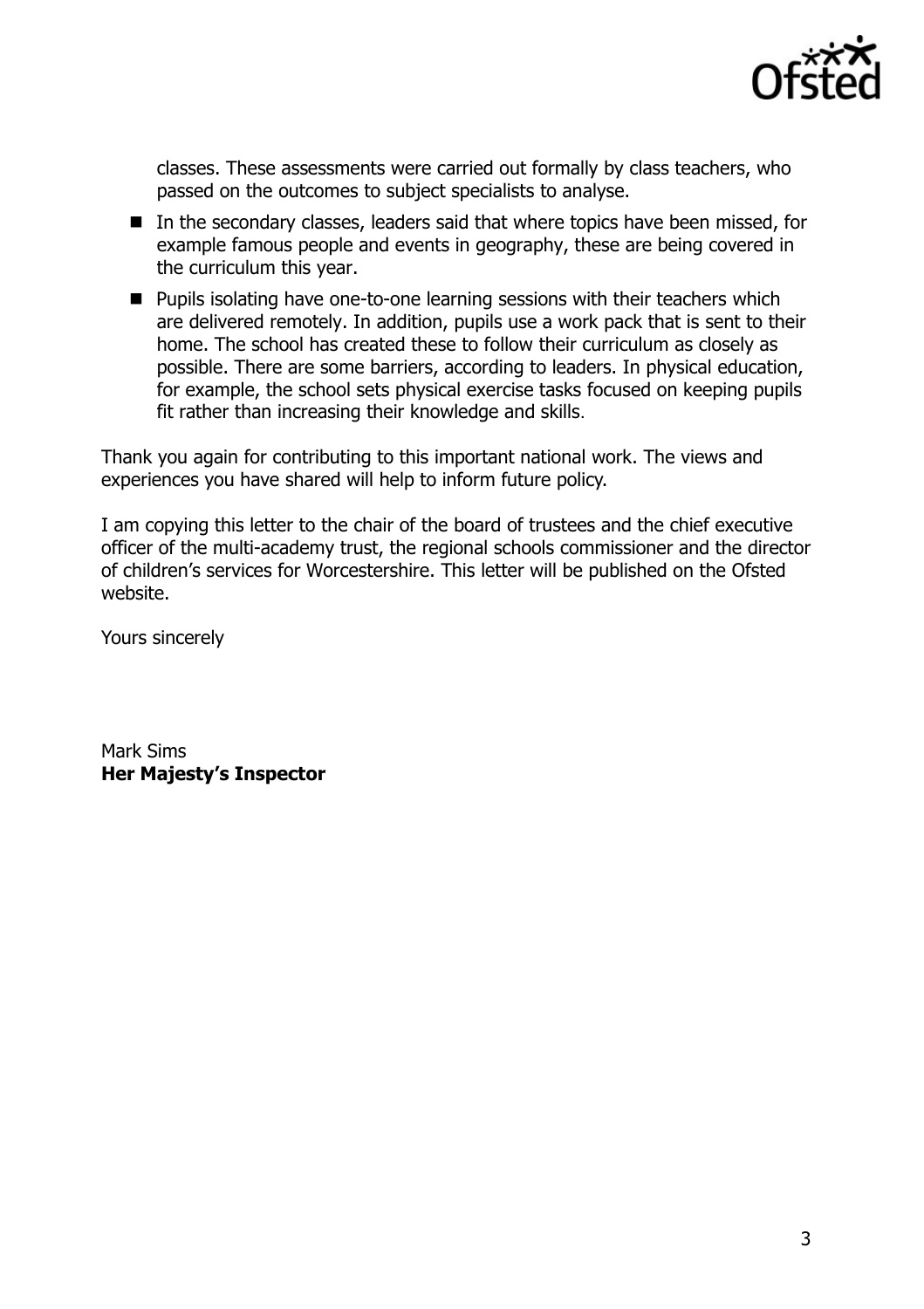classes. These assessments were carried out formally by class teachers, who passed on the outcomes to subject specialists to analyse.

- In the secondary classes, leaders said that where topics have been missed, for example famous people and events in geography, these are being covered in the curriculum this year.
- Pupils isolating have one-to-one learning sessions with their teachers which are delivered remotely. In addition, pupils use a work pack that is sent to their home. The school has created these to follow their curriculum as closely as possible. There are some barriers, according to leaders. In physical education, for example, the school sets physical exercise tasks focused on keeping pupils fit rather than increasing their knowledge and skills.

Thank you again for contributing to this important national work. The views and experiences you have shared will help to inform future policy.

I am copying this letter to the chair of the board of trustees and the chief executive officer of the multi-academy trust, the regional schools commissioner and the director of children's services for Worcestershire. This letter will be published on the Ofsted website.

Yours sincerely

Mark Sims
**Her Majesty's Inspector**